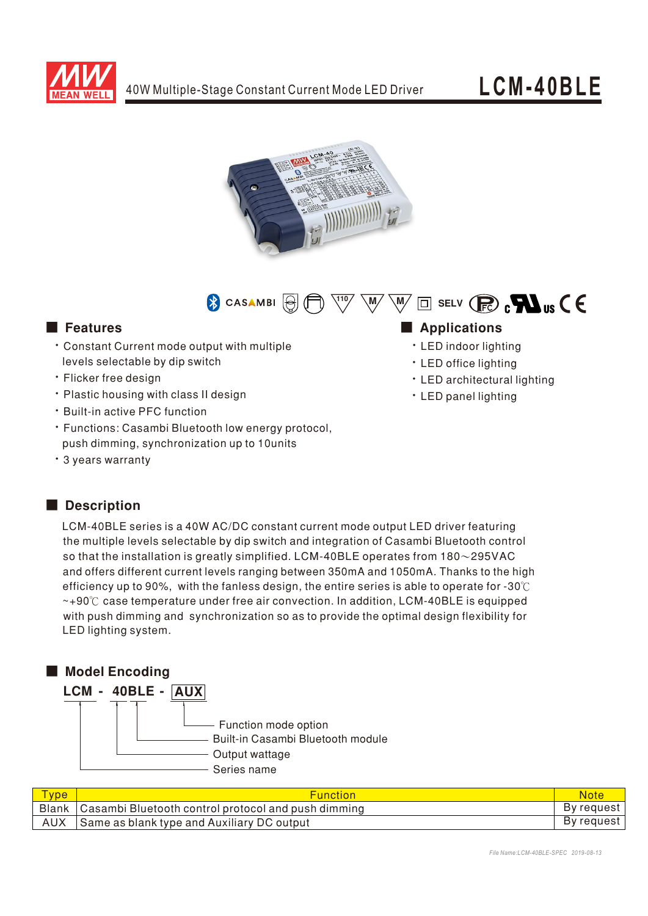# 40W Multiple-Stage Constant Current Mode LED Driver

# LCM-40BLE

## Features

- Constant Current mode output with multiple levels selectable by dip switch
- Flicker free design
- Plastic housing with class II design
- Built-in active PFC function
- Functions: Casambi Bluetooth low energy protocol, push dimming, synchronization up to 10units
- 3 years warranty

## Applications

- LED indoor lighting
- LED office lighting
- LED architectural lighting
- LED panel lighting

## Description

LCM-40BLE series is a 40W AC/DC constant current mode output LED driver featuring the multiple levels selectable by dip switch and integration of Casambi Bluetooth control so that the installation is greatly simplified. LCM-40BLE operates from 180～295VAC and offers different current levels ranging between 350mA and 1050mA. Thanks to the high efficiency up to 90%, with the fanless design, the entire series is able to operate for -30℃ ~+90℃ case temperature under free air convection. In addition, LCM-40BLE is equipped with push dimming and synchronization so as to provide the optimal design flexibility for LED lighting system.

## Model Encoding

**LCM - 40BLE - AUX**

- AUX: Function mode option
- BLE: Built-in Casambi Bluetooth module
- 40: Output wattage
- LCM: Series name

| Type | Function | Note |
|---|---|---|
| Blank | Casambi Bluetooth control protocol and push dimming | By request |
| AUX | Same as blank type and Auxiliary DC output | By request |

File Name:LCM-40BLE-SPEC 2019-08-13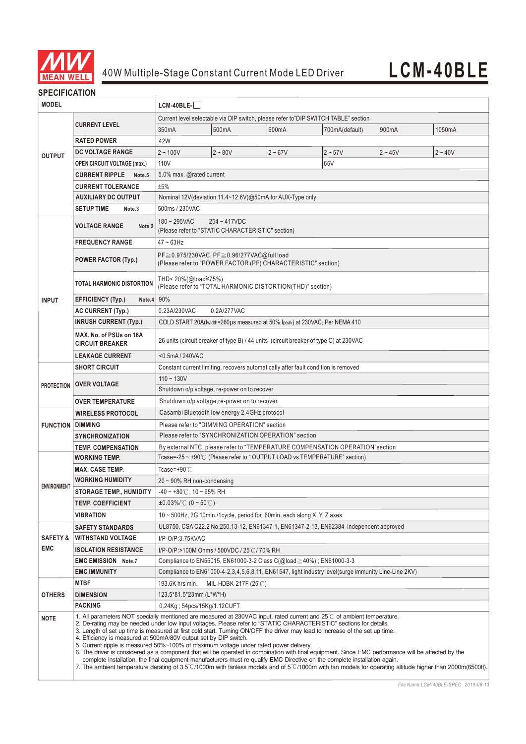# 40W Multiple-Stage Constant Current Mode LED Driver

# LCM-40BLE

## SPECIFICATION

| MODEL | | LCM-40BLE-☐ | | | | | |
|---|---|---|---|---|---|---|---|
| OUTPUT | CURRENT LEVEL | Current level selectable via DIP switch, please refer to"DIP SWITCH TABLE" section | | | | | |
| | | 350mA | 500mA | 600mA | 700mA(default) | 900mA | 1050mA |
| | RATED POWER | 42W | | | | | |
| | DC VOLTAGE RANGE | 2 ~ 100V | 2 ~ 80V | 2 ~ 67V | 2 ~ 57V | 2 ~ 45V | 2 ~ 40V |
| | OPEN CIRCUIT VOLTAGE (max.) | 110V | | | 65V | | |
| | CURRENT RIPPLE Note.5 | 5.0% max. @rated current | | | | | |
| | CURRENT TOLERANCE | ±5% | | | | | |
| | AUXILIARY DC OUTPUT | Nominal 12V(deviation 11.4~12.6V)@50mA for AUX-Type only | | | | | |
| | SETUP TIME Note.3 | 500ms / 230VAC | | | | | |
| INPUT | VOLTAGE RANGE Note.2 | 180 ~ 295VAC 254 ~ 417VDC (Please refer to "STATIC CHARACTERISTIC" section) | | | | | |
| | FREQUENCY RANGE | 47 ~ 63Hz | | | | | |
| | POWER FACTOR (Typ.) | PF≧0.975/230VAC, PF≧0.96/277VAC@full load (Please refer to "POWER FACTOR (PF) CHARACTERISTIC" section) | | | | | |
| | TOTAL HARMONIC DISTORTION | THD< 20%(@load≧75%) (Please refer to "TOTAL HARMONIC DISTORTION(THD)" section) | | | | | |
| | EFFICIENCY (Typ.) Note.4 | 90% | | | | | |
| | AC CURRENT (Typ.) | 0.23A/230VAC 0.2A/277VAC | | | | | |
| | INRUSH CURRENT (Typ.) | COLD START 20A(twidth=260μs measured at 50% Ipeak) at 230VAC; Per NEMA 410 | | | | | |
| | MAX. No. of PSUs on 16A CIRCUIT BREAKER | 26 units (circuit breaker of type B) / 44 units (circuit breaker of type C) at 230VAC | | | | | |
| | LEAKAGE CURRENT | <0.5mA / 240VAC | | | | | |
| PROTECTION | SHORT CIRCUIT | Constant current limiting, recovers automatically after fault condition is removed | | | | | |
| | OVER VOLTAGE | 110 ~ 130V | | | | | |
| | | Shutdown o/p voltage, re-power on to recover | | | | | |
| | OVER TEMPERATURE | Shutdown o/p voltage,re-power on to recover | | | | | |
| FUNCTION | WIRELESS PROTOCOL | Casambi Bluetooth low energy 2.4GHz protocol | | | | | |
| | DIMMING | Please refer to "DIMMING OPERATION" section | | | | | |
| | SYNCHRONIZATION | Please refer to "SYNCHRONIZATION OPERATION" section | | | | | |
| | TEMP. COMPENSATION | By external NTC, please refer to "TEMPERATURE COMPENSATION OPERATION"section | | | | | |
| ENVIRONMENT | WORKING TEMP. | Tcase=-25 ~ +90℃ (Please refer to " OUTPUT LOAD vs TEMPERATURE" section) | | | | | |
| | MAX. CASE TEMP. | Tcase=+90℃ | | | | | |
| | WORKING HUMIDITY | 20 ~ 90% RH non-condensing | | | | | |
| | STORAGE TEMP., HUMIDITY | -40 ~ +80℃, 10 ~ 95% RH | | | | | |
| | TEMP. COEFFICIENT | ±0.03%/℃ (0 ~ 50℃) | | | | | |
| | VIBRATION | 10 ~ 500Hz, 2G 10min./1cycle, period for 60min. each along X, Y, Z axes | | | | | |
| SAFETY & EMC | SAFETY STANDARDS | UL8750, CSA C22.2 No.250.13-12, EN61347-1, EN61347-2-13, EN62384 independent approved | | | | | |
| | WITHSTAND VOLTAGE | I/P-O/P:3.75KVAC | | | | | |
| | ISOLATION RESISTANCE | I/P-O/P:>100M Ohms / 500VDC / 25℃/ 70% RH | | | | | |
| | EMC EMISSION Note.7 | Compliance to EN55015, EN61000-3-2 Class C(@load≧40%) ; EN61000-3-3 | | | | | |
| | EMC IMMUNITY | Compliance to EN61000-4-2,3,4,5,6,8,11, EN61547, light industry level(surge immunity Line-Line 2KV) | | | | | |
| OTHERS | MTBF | 193.6K hrs min. MIL-HDBK-217F (25℃) | | | | | |
| | DIMENSION | 123.5*81.5*23mm (L*W*H) | | | | | |
| | PACKING | 0.24Kg ; 54pcs/15Kg/1.12CUFT | | | | | |

**NOTE**

1. All parameters NOT specially mentioned are measured at 230VAC input, rated current and 25℃ of ambient temperature.
2. De-rating may be needed under low input voltages. Please refer to "STATIC CHARACTERISTIC" sections for details.
3. Length of set up time is measured at first cold start. Turning ON/OFF the driver may lead to increase of the set up time.
4. Efficiency is measured at 500mA/80V output set by DIP switch.
5. Current ripple is measured 50%~100% of maximum voltage under rated power delivery.
6. The driver is considered as a component that will be operated in combination with final equipment. Since EMC performance will be affected by the complete installation, the final equipment manufacturers must re-qualify EMC Directive on the complete installation again.
7. The ambient temperature derating of 3.5℃/1000m with fanless models and of 5℃/1000m with fan models for operating altitude higher than 2000m(6500ft).

*File Name:LCM-40BLE-SPEC 2019-08-13*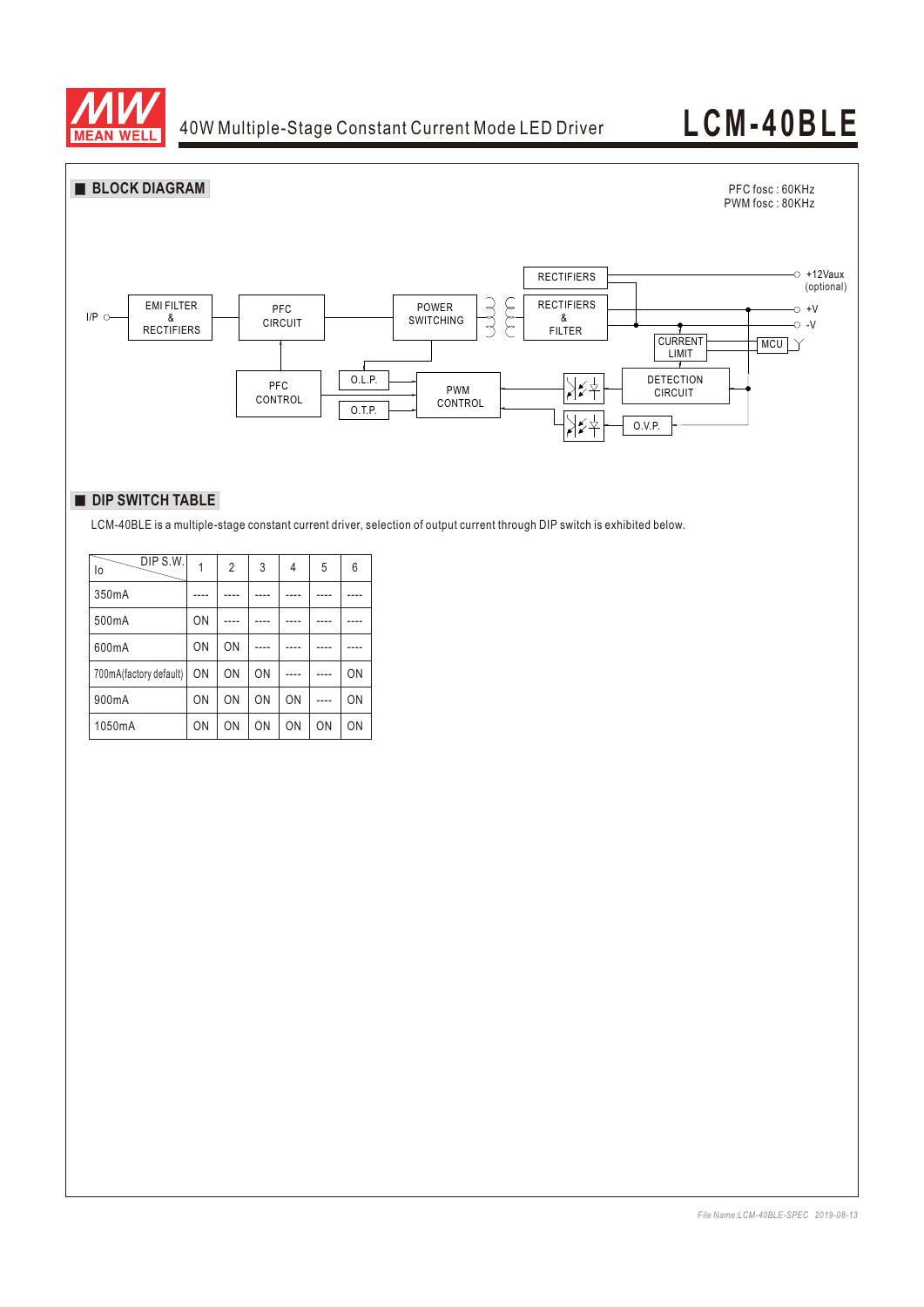## BLOCK DIAGRAM

PFC fosc : 60KHz
PWM fosc : 80KHz

I/P — EMI FILTER & RECTIFIERS — PFC CIRCUIT — POWER SWITCHING — RECTIFIERS / RECTIFIERS & FILTER — +12Vaux (optional), +V, -V

PFC CONTROL, O.L.P., O.T.P., PWM CONTROL, CURRENT LIMIT, MCU, DETECTION CIRCUIT, O.V.P.

## DIP SWITCH TABLE

LCM-40BLE is a multiple-stage constant current driver, selection of output current through DIP switch is exhibited below.

| Io \ DIP S.W. | 1 | 2 | 3 | 4 | 5 | 6 |
|---|---|---|---|---|---|---|
| 350mA | ---- | ---- | ---- | ---- | ---- | ---- |
| 500mA | ON | ---- | ---- | ---- | ---- | ---- |
| 600mA | ON | ON | ---- | ---- | ---- | ---- |
| 700mA(factory default) | ON | ON | ON | ---- | ---- | ON |
| 900mA | ON | ON | ON | ON | ---- | ON |
| 1050mA | ON | ON | ON | ON | ON | ON |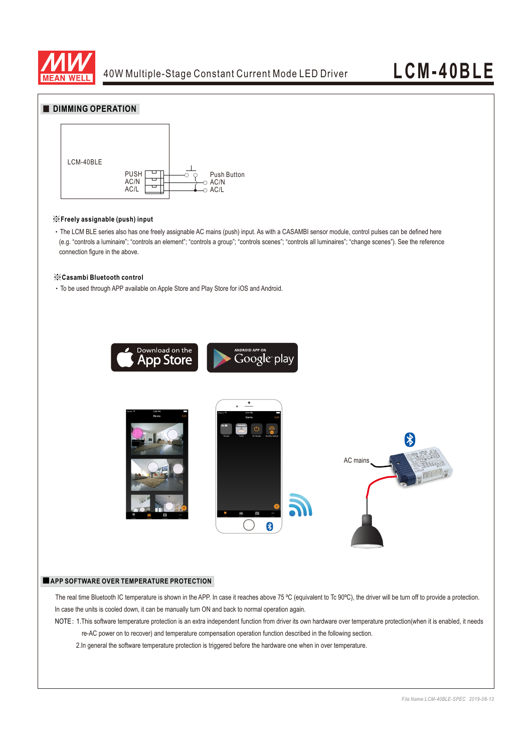## DIMMING OPERATION

LCM-40BLE

PUSH
AC/N
AC/L

Push Button
AC/N
AC/L

※**Freely assignable (push) input**

- The LCM BLE series also has one freely assignable AC mains (push) input. As with a CASAMBI sensor module, control pulses can be defined here (e.g. "controls a luminaire"; "controls an element"; "controls a group"; "controls scenes"; "controls all luminaires"; "change scenes"). See the reference connection figure in the above.

※**Casambi Bluetooth control**

- To be used through APP available on Apple Store and Play Store for iOS and Android.

Download on the App Store

ANDROID APP ON Google play

AC mains

## APP SOFTWARE OVER TEMPERATURE PROTECTION

The real time Bluetooth IC temperature is shown in the APP. In case it reaches above 75 ºC (equivalent to Tc 90ºC), the driver will be turn off to provide a protection. In case the units is cooled down, it can be manually turn ON and back to normal operation again.

NOTE: 1.This software temperature protection is an extra independent function from driver its own hardware over temperature protection(when it is enabled, it needs re-AC power on to recover) and temperature compensation operation function described in the following section.

2.In general the software temperature protection is triggered before the hardware one when in over temperature.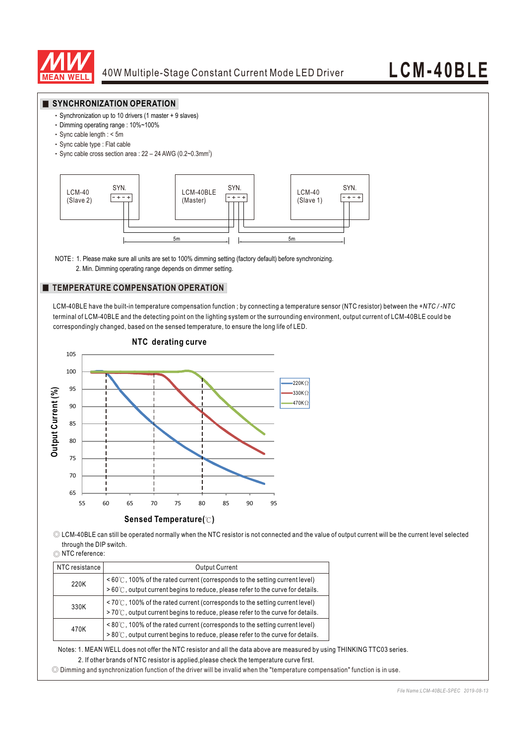## SYNCHRONIZATION OPERATION

- Synchronization up to 10 drivers (1 master + 9 slaves)
- Dimming operating range : 10%~100%
- Sync cable length : < 5m
- Sync cable type : Flat cable
- Sync cable cross section area : 22 – 24 AWG (0.2~0.3mm²)

LCM-40 (Slave 2) SYN. - + - + | LCM-40BLE (Master) SYN. - + - + | LCM-40 (Slave 1) SYN. - + - +

5m | 5m

NOTE : 1. Please make sure all units are set to 100% dimming setting (factory default) before synchronizing.
2. Min. Dimming operating range depends on dimmer setting.

## TEMPERATURE COMPENSATION OPERATION

LCM-40BLE have the built-in temperature compensation function ; by connecting a temperature sensor (NTC resistor) between the *+NTC / -NTC* terminal of LCM-40BLE and the detecting point on the lighting system or the surrounding environment, output current of LCM-40BLE could be correspondingly changed, based on the sensed temperature, to ensure the long life of LED.

**NTC derating curve**

Output Current (%) vs. Sensed Temperature(℃) — curves: 220KΩ, 330KΩ, 470KΩ

◎ LCM-40BLE can still be operated normally when the NTC resistor is not connected and the value of output current will be the current level selected through the DIP switch.

◎ NTC reference:

| NTC resistance | Output Current |
|---|---|
| 220K | < 60℃, 100% of the rated current (corresponds to the setting current level)<br>> 60℃, output current begins to reduce, please refer to the curve for details. |
| 330K | < 70℃, 100% of the rated current (corresponds to the setting current level)<br>> 70℃, output current begins to reduce, please refer to the curve for details. |
| 470K | < 80℃, 100% of the rated current (corresponds to the setting current level)<br>> 80℃, output current begins to reduce, please refer to the curve for details. |

Notes: 1. MEAN WELL does not offer the NTC resistor and all the data above are measured by using THINKING TTC03 series.
2. If other brands of NTC resistor is applied,please check the temperature curve first.

◎ Dimming and synchronization function of the driver will be invalid when the "temperature compensation" function is in use.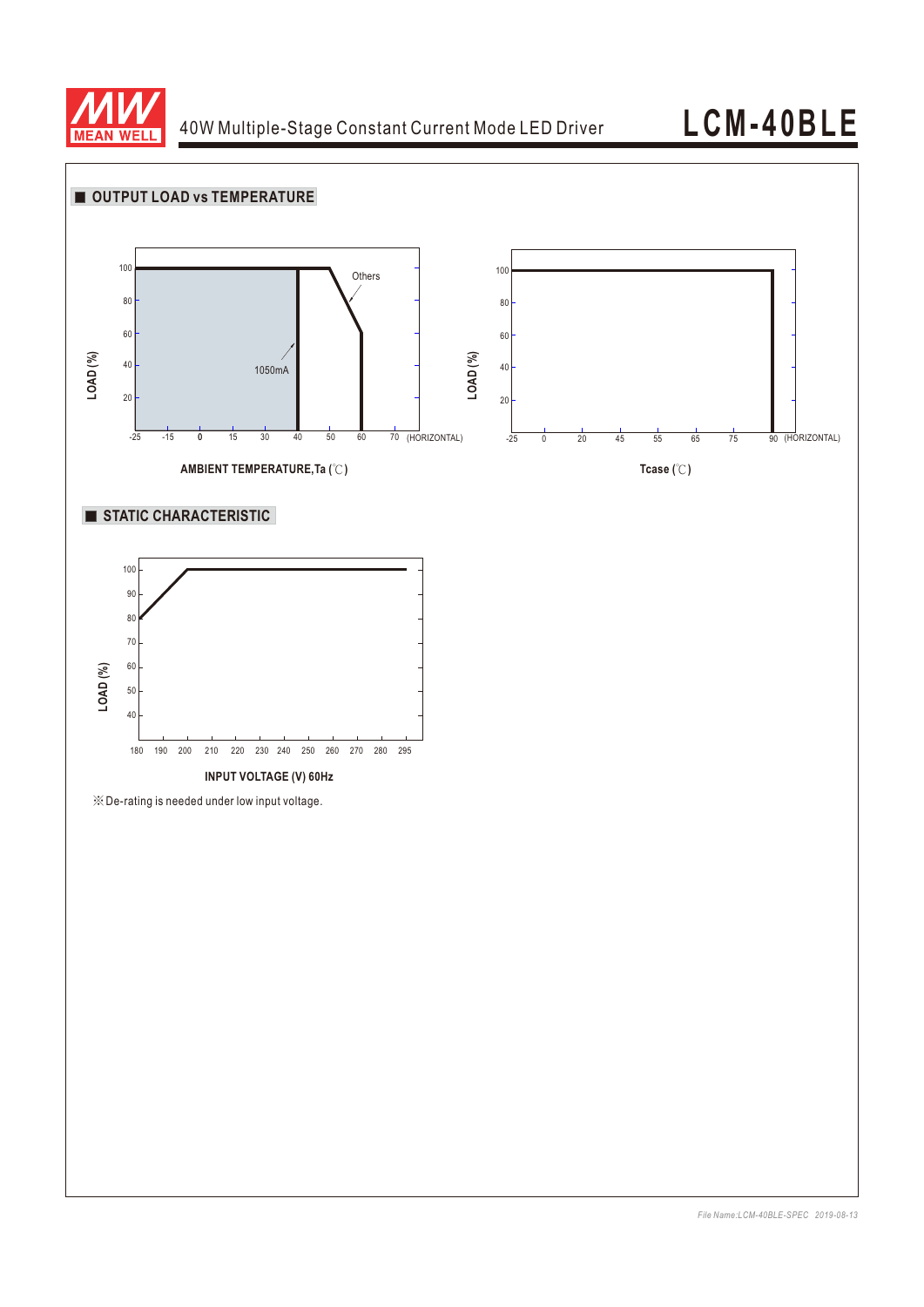## ■ OUTPUT LOAD vs TEMPERATURE

LOAD (%)

100
80
60
40
20

-25 -15 0 15 30 40 50 60 70 (HORIZONTAL)

Others

1050mA

AMBIENT TEMPERATURE,Ta (℃)

LOAD (%)

100
80
60
40
20

-25 0 20 45 55 65 75 90 (HORIZONTAL)

Tcase (℃)

## ■ STATIC CHARACTERISTIC

LOAD (%)

100
90
80
70
60
50
40

180 190 200 210 220 230 240 250 260 270 280 295

INPUT VOLTAGE (V) 60Hz

※De-rating is needed under low input voltage.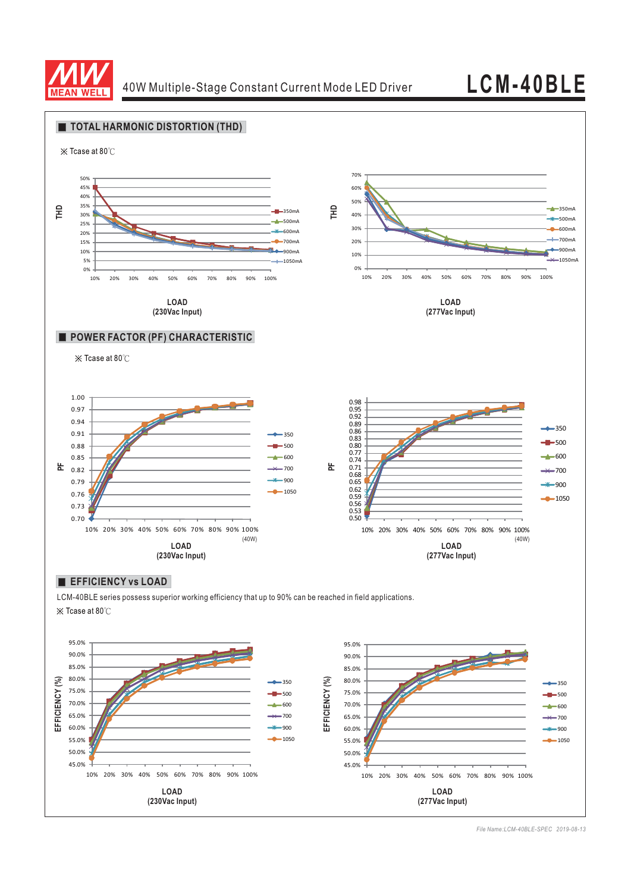## TOTAL HARMONIC DISTORTION (THD)

※ Tcase at 80℃

THD vs LOAD (230Vac Input) — curves: 350mA, 500mA, 600mA, 700mA, 900mA, 1050mA

THD vs LOAD (277Vac Input) — curves: 350mA, 500mA, 600mA, 700mA, 900mA, 1050mA

## POWER FACTOR (PF) CHARACTERISTIC

※ Tcase at 80℃

PF vs LOAD (230Vac Input) — curves: 350, 500, 600, 700, 900, 1050; 100% = (40W)

PF vs LOAD (277Vac Input) — curves: 350, 500, 600, 700, 900, 1050; 100% = (40W)

## EFFICIENCY vs LOAD

LCM-40BLE series possess superior working efficiency that up to 90% can be reached in field applications.

※ Tcase at 80℃

EFFICIENCY (%) vs LOAD (230Vac Input) — curves: 350, 500, 600, 700, 900, 1050

EFFICIENCY (%) vs LOAD (277Vac Input) — curves: 350, 500, 600, 700, 900, 1050

File Name:LCM-40BLE-SPEC 2019-08-13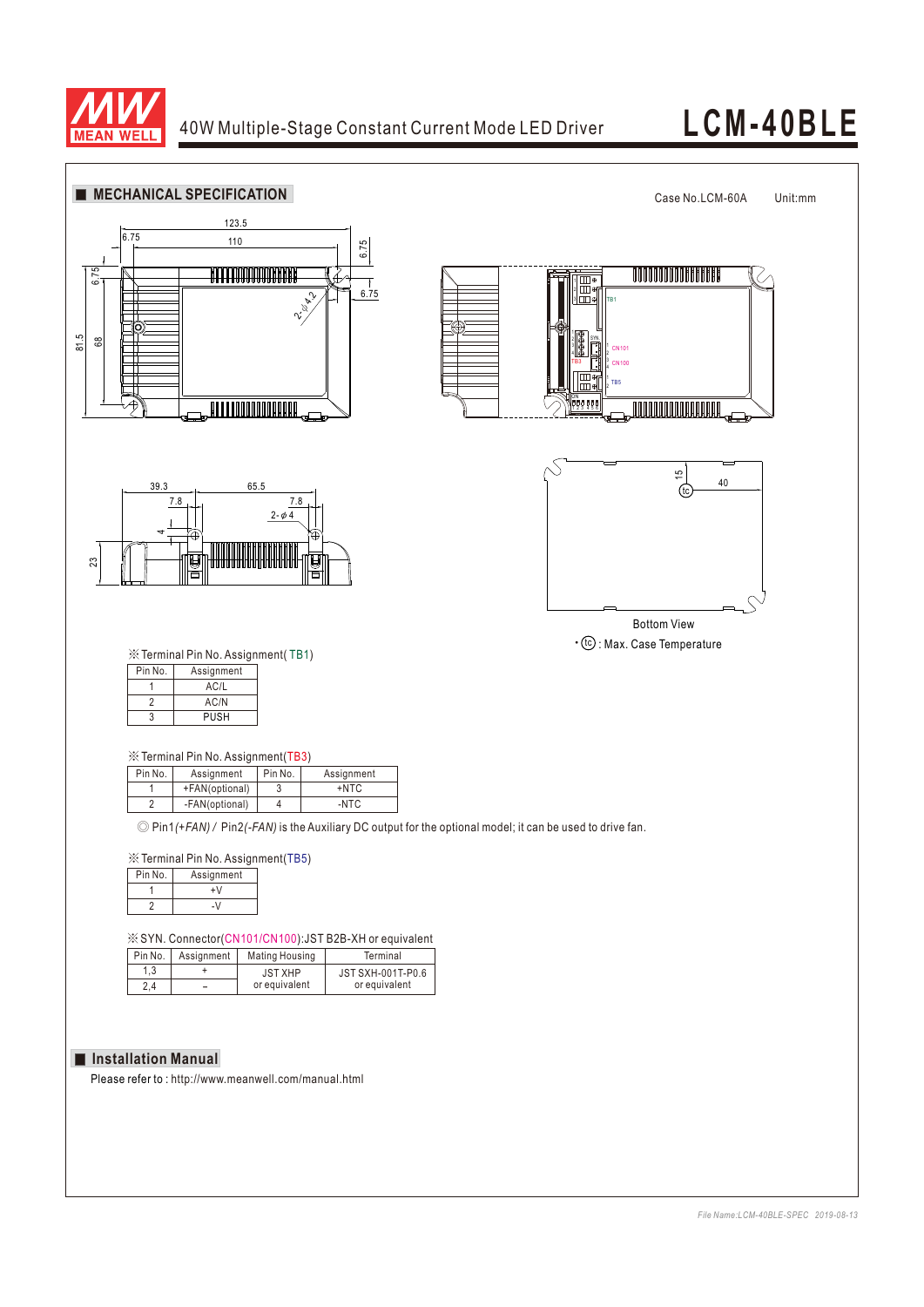## MECHANICAL SPECIFICATION

Case No.LCM-60A Unit:mm

123.5
6.75
110
6.75
6.75
6.75
2-φ4.2
81.5
68

TB1
CN101
CN100
TB3
TB5

39.3
65.5
7.8
7.8
2-φ4
4
23

15
40
tc

Bottom View

• (tc) : Max. Case Temperature

※Terminal Pin No. Assignment( TB1)

| Pin No. | Assignment |
|---|---|
| 1 | AC/L |
| 2 | AC/N |
| 3 | PUSH |

※Terminal Pin No. Assignment(TB3)

| Pin No. | Assignment | Pin No. | Assignment |
|---|---|---|---|
| 1 | +FAN(optional) | 3 | +NTC |
| 2 | -FAN(optional) | 4 | -NTC |

◎ Pin1*(+FAN)* / Pin2*(-FAN)* is the Auxiliary DC output for the optional model; it can be used to drive fan.

※Terminal Pin No. Assignment(TB5)

| Pin No. | Assignment |
|---|---|
| 1 | +V |
| 2 | -V |

※SYN. Connector(CN101/CN100):JST B2B-XH or equivalent

| Pin No. | Assignment | Mating Housing | Terminal |
|---|---|---|---|
| 1,3 | + | JST XHP or equivalent | JST SXH-001T-P0.6 or equivalent |
| 2,4 | – | | |

## Installation Manual

Please refer to : http://www.meanwell.com/manual.html